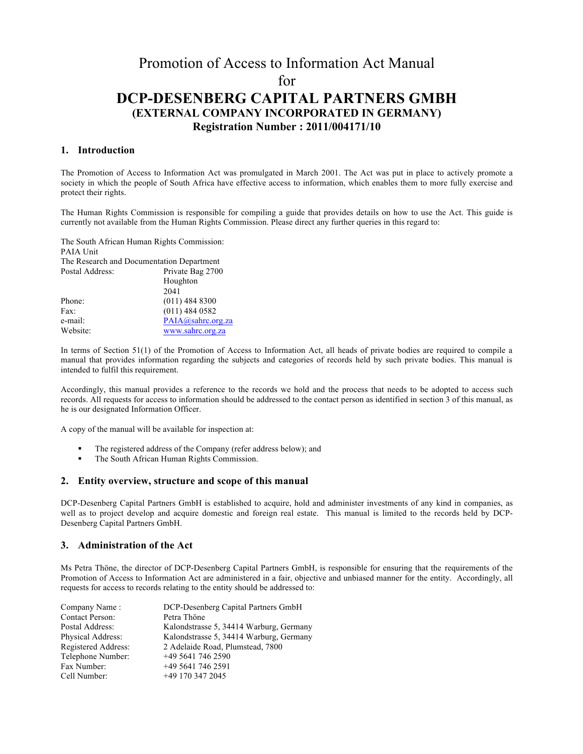# Promotion of Access to Information Act Manual
# for
# DCP-DESENBERG CAPITAL PARTNERS GMBH
## (EXTERNAL COMPANY INCORPORATED IN GERMANY)
## Registration Number : 2011/004171/10

### 1. Introduction

The Promotion of Access to Information Act was promulgated in March 2001. The Act was put in place to actively promote a society in which the people of South Africa have effective access to information, which enables them to more fully exercise and protect their rights.

The Human Rights Commission is responsible for compiling a guide that provides details on how to use the Act. This guide is currently not available from the Human Rights Commission. Please direct any further queries in this regard to:

The South African Human Rights Commission:
PAIA Unit
The Research and Documentation Department

| | |
|---|---|
| Postal Address: | Private Bag 2700<br>Houghton<br>2041 |
| Phone: | (011) 484 8300 |
| Fax: | (011) 484 0582 |
| e-mail: | PAIA@sahrc.org.za |
| Website: | www.sahrc.org.za |

In terms of Section 51(1) of the Promotion of Access to Information Act, all heads of private bodies are required to compile a manual that provides information regarding the subjects and categories of records held by such private bodies. This manual is intended to fulfil this requirement.

Accordingly, this manual provides a reference to the records we hold and the process that needs to be adopted to access such records. All requests for access to information should be addressed to the contact person as identified in section 3 of this manual, as he is our designated Information Officer.

A copy of the manual will be available for inspection at:

- The registered address of the Company (refer address below); and
- The South African Human Rights Commission.

### 2. Entity overview, structure and scope of this manual

DCP-Desenberg Capital Partners GmbH is established to acquire, hold and administer investments of any kind in companies, as well as to project develop and acquire domestic and foreign real estate. This manual is limited to the records held by DCP-Desenberg Capital Partners GmbH.

### 3. Administration of the Act

Ms Petra Thöne, the director of DCP-Desenberg Capital Partners GmbH, is responsible for ensuring that the requirements of the Promotion of Access to Information Act are administered in a fair, objective and unbiased manner for the entity. Accordingly, all requests for access to records relating to the entity should be addressed to:

| | |
|---|---|
| Company Name : | DCP-Desenberg Capital Partners GmbH |
| Contact Person: | Petra Thöne |
| Postal Address: | Kalondstrasse 5, 34414 Warburg, Germany |
| Physical Address: | Kalondstrasse 5, 34414 Warburg, Germany |
| Registered Address: | 2 Adelaide Road, Plumstead, 7800 |
| Telephone Number: | +49 5641 746 2590 |
| Fax Number: | +49 5641 746 2591 |
| Cell Number: | +49 170 347 2045 |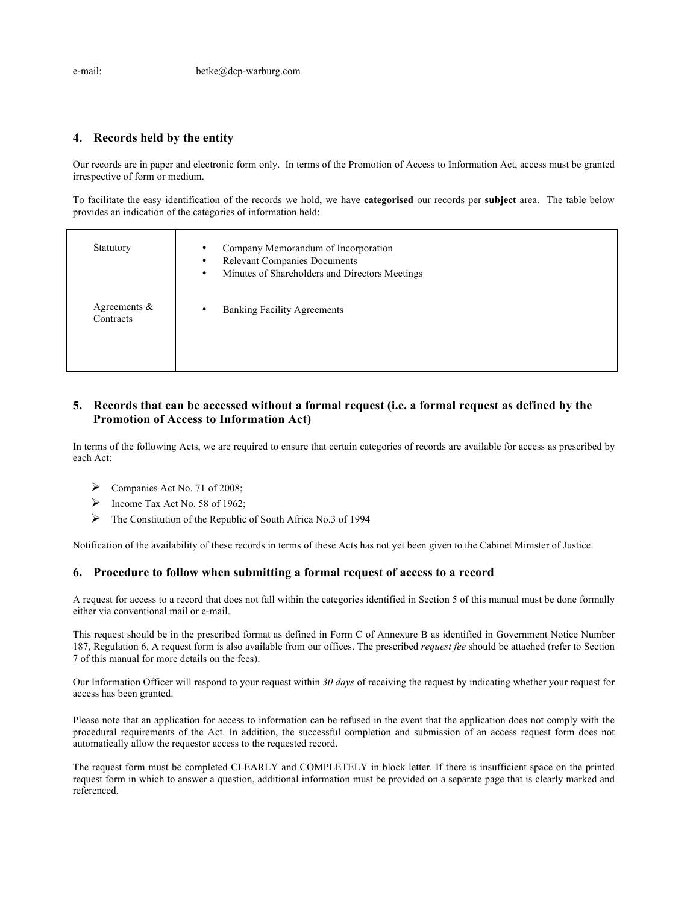e-mail: betke@dcp-warburg.com

## 4. Records held by the entity

Our records are in paper and electronic form only. In terms of the Promotion of Access to Information Act, access must be granted irrespective of form or medium.

To facilitate the easy identification of the records we hold, we have **categorised** our records per **subject** area. The table below provides an indication of the categories of information held:

| | |
|---|---|
| Statutory | • Company Memorandum of Incorporation<br>• Relevant Companies Documents<br>• Minutes of Shareholders and Directors Meetings |
| Agreements & Contracts | • Banking Facility Agreements |

## 5. Records that can be accessed without a formal request (i.e. a formal request as defined by the Promotion of Access to Information Act)

In terms of the following Acts, we are required to ensure that certain categories of records are available for access as prescribed by each Act:

- Companies Act No. 71 of 2008;
- Income Tax Act No. 58 of 1962;
- The Constitution of the Republic of South Africa No.3 of 1994

Notification of the availability of these records in terms of these Acts has not yet been given to the Cabinet Minister of Justice.

## 6. Procedure to follow when submitting a formal request of access to a record

A request for access to a record that does not fall within the categories identified in Section 5 of this manual must be done formally either via conventional mail or e-mail.

This request should be in the prescribed format as defined in Form C of Annexure B as identified in Government Notice Number 187, Regulation 6. A request form is also available from our offices. The prescribed *request fee* should be attached (refer to Section 7 of this manual for more details on the fees).

Our Information Officer will respond to your request within *30 days* of receiving the request by indicating whether your request for access has been granted.

Please note that an application for access to information can be refused in the event that the application does not comply with the procedural requirements of the Act. In addition, the successful completion and submission of an access request form does not automatically allow the requestor access to the requested record.

The request form must be completed CLEARLY and COMPLETELY in block letter. If there is insufficient space on the printed request form in which to answer a question, additional information must be provided on a separate page that is clearly marked and referenced.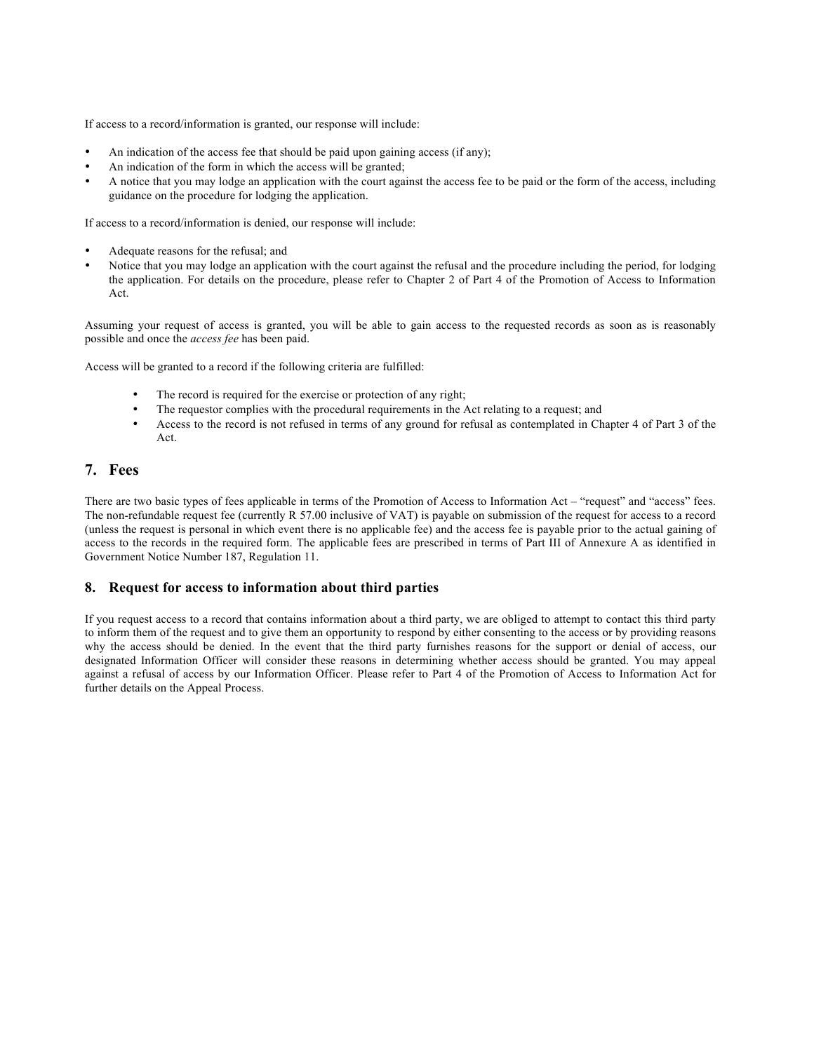If access to a record/information is granted, our response will include:

- An indication of the access fee that should be paid upon gaining access (if any);
- An indication of the form in which the access will be granted;
- A notice that you may lodge an application with the court against the access fee to be paid or the form of the access, including guidance on the procedure for lodging the application.

If access to a record/information is denied, our response will include:

- Adequate reasons for the refusal; and
- Notice that you may lodge an application with the court against the refusal and the procedure including the period, for lodging the application. For details on the procedure, please refer to Chapter 2 of Part 4 of the Promotion of Access to Information Act.

Assuming your request of access is granted, you will be able to gain access to the requested records as soon as is reasonably possible and once the *access fee* has been paid.

Access will be granted to a record if the following criteria are fulfilled:

- The record is required for the exercise or protection of any right;
- The requestor complies with the procedural requirements in the Act relating to a request; and
- Access to the record is not refused in terms of any ground for refusal as contemplated in Chapter 4 of Part 3 of the Act.

## 7. Fees

There are two basic types of fees applicable in terms of the Promotion of Access to Information Act – "request" and "access" fees. The non-refundable request fee (currently R 57.00 inclusive of VAT) is payable on submission of the request for access to a record (unless the request is personal in which event there is no applicable fee) and the access fee is payable prior to the actual gaining of access to the records in the required form. The applicable fees are prescribed in terms of Part III of Annexure A as identified in Government Notice Number 187, Regulation 11.

### 8. Request for access to information about third parties

If you request access to a record that contains information about a third party, we are obliged to attempt to contact this third party to inform them of the request and to give them an opportunity to respond by either consenting to the access or by providing reasons why the access should be denied. In the event that the third party furnishes reasons for the support or denial of access, our designated Information Officer will consider these reasons in determining whether access should be granted. You may appeal against a refusal of access by our Information Officer. Please refer to Part 4 of the Promotion of Access to Information Act for further details on the Appeal Process.